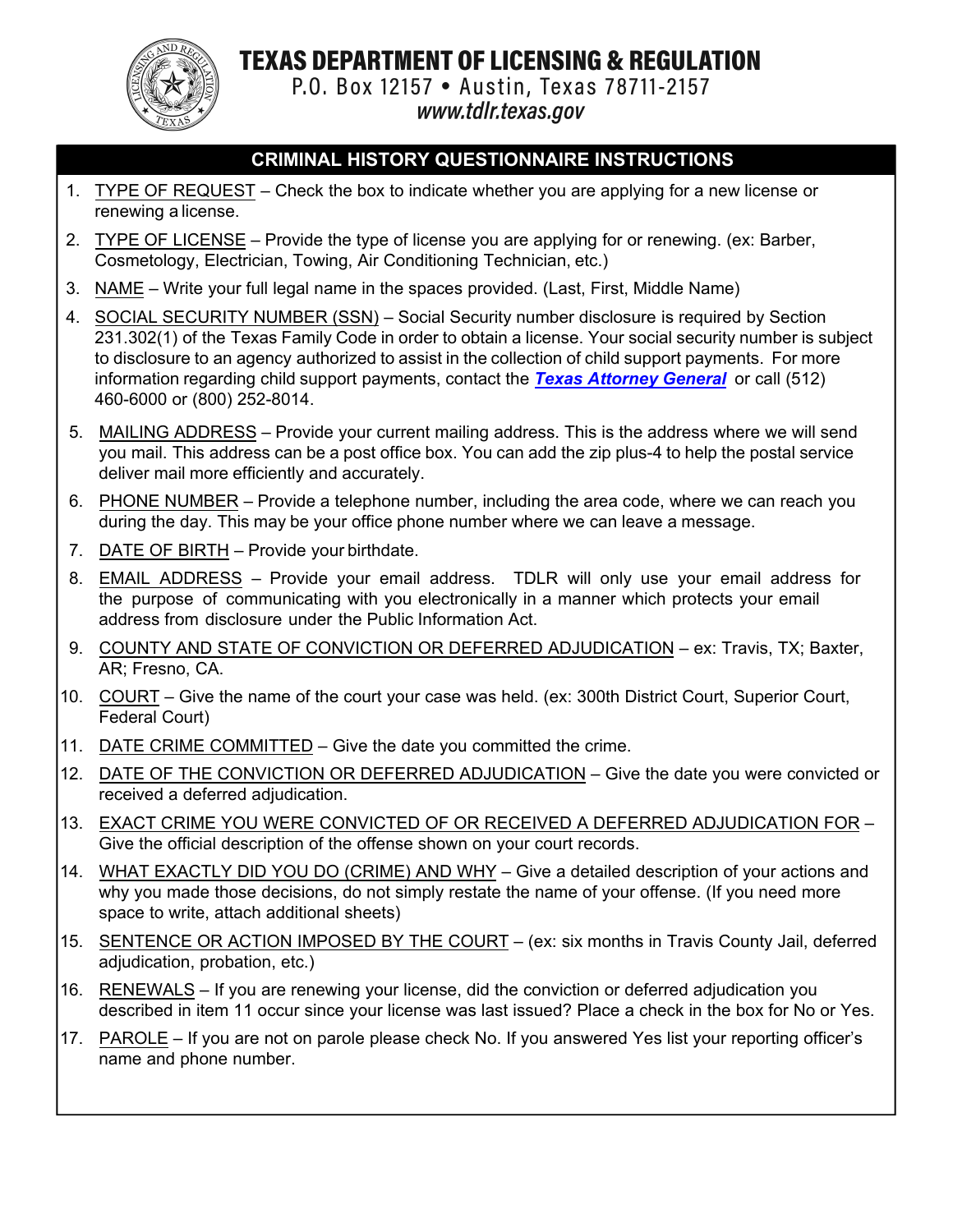# TEXAS DEPARTMENT OF LICENSING & REGULATION

P.O. Box 12157 • Austin, Texas 78711-2157

*www.tdlr.texas.gov*

## CRIMINAL HISTORY QUESTIONNAIRE INSTRUCTIONS

1. TYPE OF REQUEST – Check the box to indicate whether you are applying for a new license or renewing a license.
2. TYPE OF LICENSE – Provide the type of license you are applying for or renewing. (ex: Barber, Cosmetology, Electrician, Towing, Air Conditioning Technician, etc.)
3. NAME – Write your full legal name in the spaces provided. (Last, First, Middle Name)
4. SOCIAL SECURITY NUMBER (SSN) – Social Security number disclosure is required by Section 231.302(1) of the Texas Family Code in order to obtain a license. Your social security number is subject to disclosure to an agency authorized to assist in the collection of child support payments. For more information regarding child support payments, contact the ***Texas Attorney General*** or call (512) 460-6000 or (800) 252-8014.
5. MAILING ADDRESS – Provide your current mailing address. This is the address where we will send you mail. This address can be a post office box. You can add the zip plus-4 to help the postal service deliver mail more efficiently and accurately.
6. PHONE NUMBER – Provide a telephone number, including the area code, where we can reach you during the day. This may be your office phone number where we can leave a message.
7. DATE OF BIRTH – Provide your birthdate.
8. EMAIL ADDRESS – Provide your email address. TDLR will only use your email address for the purpose of communicating with you electronically in a manner which protects your email address from disclosure under the Public Information Act.
9. COUNTY AND STATE OF CONVICTION OR DEFERRED ADJUDICATION – ex: Travis, TX; Baxter, AR; Fresno, CA.
10. COURT – Give the name of the court your case was held. (ex: 300th District Court, Superior Court, Federal Court)
11. DATE CRIME COMMITTED – Give the date you committed the crime.
12. DATE OF THE CONVICTION OR DEFERRED ADJUDICATION – Give the date you were convicted or received a deferred adjudication.
13. EXACT CRIME YOU WERE CONVICTED OF OR RECEIVED A DEFERRED ADJUDICATION FOR – Give the official description of the offense shown on your court records.
14. WHAT EXACTLY DID YOU DO (CRIME) AND WHY – Give a detailed description of your actions and why you made those decisions, do not simply restate the name of your offense. (If you need more space to write, attach additional sheets)
15. SENTENCE OR ACTION IMPOSED BY THE COURT – (ex: six months in Travis County Jail, deferred adjudication, probation, etc.)
16. RENEWALS – If you are renewing your license, did the conviction or deferred adjudication you described in item 11 occur since your license was last issued? Place a check in the box for No or Yes.
17. PAROLE – If you are not on parole please check No. If you answered Yes list your reporting officer's name and phone number.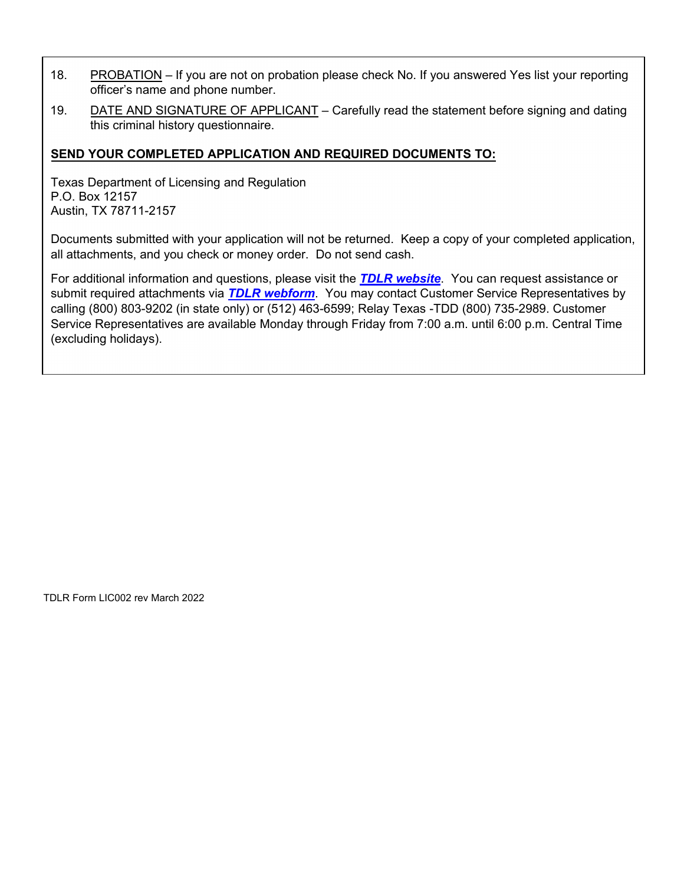18. PROBATION – If you are not on probation please check No. If you answered Yes list your reporting officer's name and phone number.

19. DATE AND SIGNATURE OF APPLICANT – Carefully read the statement before signing and dating this criminal history questionnaire.

**SEND YOUR COMPLETED APPLICATION AND REQUIRED DOCUMENTS TO:**

Texas Department of Licensing and Regulation
P.O. Box 12157
Austin, TX 78711-2157

Documents submitted with your application will not be returned. Keep a copy of your completed application, all attachments, and you check or money order. Do not send cash.

For additional information and questions, please visit the ***TDLR website***. You can request assistance or submit required attachments via ***TDLR webform***. You may contact Customer Service Representatives by calling (800) 803-9202 (in state only) or (512) 463-6599; Relay Texas -TDD (800) 735-2989. Customer Service Representatives are available Monday through Friday from 7:00 a.m. until 6:00 p.m. Central Time (excluding holidays).

TDLR Form LIC002 rev March 2022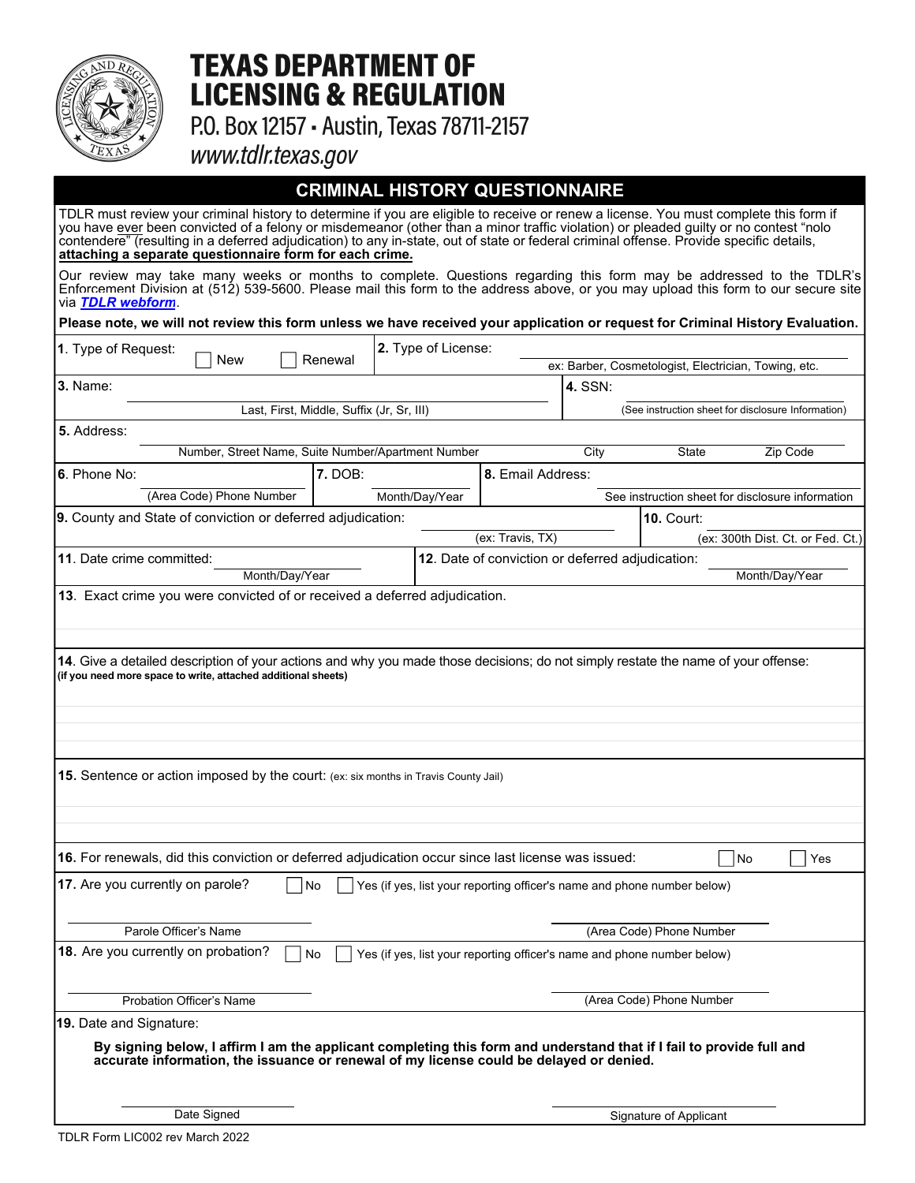# TEXAS DEPARTMENT OF LICENSING & REGULATION

P.O. Box 12157 • Austin, Texas 78711-2157
*www.tdlr.texas.gov*

## CRIMINAL HISTORY QUESTIONNAIRE

TDLR must review your criminal history to determine if you are eligible to receive or renew a license. You must complete this form if you have ever been convicted of a felony or misdemeanor (other than a minor traffic violation) or pleaded guilty or no contest "nolo contendere" (resulting in a deferred adjudication) to any in-state, out of state or federal criminal offense. Provide specific details, **attaching a separate questionnaire form for each crime.**

Our review may take many weeks or months to complete. Questions regarding this form may be addressed to the TDLR's Enforcement Division at (512) 539-5600. Please mail this form to the address above, or you may upload this form to our secure site via ***TDLR webform***.

**Please note, we will not review this form unless we have received your application or request for Criminal History Evaluation.**

**1**. Type of Request: ☐ New ☐ Renewal

**2.** Type of License: ____________________
ex: Barber, Cosmetologist, Electrician, Towing, etc.

**3.** Name: ____________________
Last, First, Middle, Suffix (Jr, Sr, III)

**4.** SSN: ____________________
(See instruction sheet for disclosure Information)

**5.** Address: ____________________
Number, Street Name, Suite Number/Apartment Number | City | State | Zip Code

**6**. Phone No: ____________________
(Area Code) Phone Number

**7.** DOB: ____________________
Month/Day/Year

**8.** Email Address: ____________________
See instruction sheet for disclosure information

**9.** County and State of conviction or deferred adjudication: ____________________
(ex: Travis, TX)

**10.** Court: ____________________
(ex: 300th Dist. Ct. or Fed. Ct.)

**11**. Date crime committed: ____________________
Month/Day/Year

**12**. Date of conviction or deferred adjudication: ____________________
Month/Day/Year

**13**. Exact crime you were convicted of or received a deferred adjudication.

**14**. Give a detailed description of your actions and why you made those decisions; do not simply restate the name of your offense:
**(if you need more space to write, attached additional sheets)**

**15.** Sentence or action imposed by the court: (ex: six months in Travis County Jail)

**16.** For renewals, did this conviction or deferred adjudication occur since last license was issued: ☐ No ☐ Yes

**17.** Are you currently on parole? ☐ No ☐ Yes (if yes, list your reporting officer's name and phone number below)

____________________ Parole Officer's Name
____________________ (Area Code) Phone Number

**18.** Are you currently on probation? ☐ No ☐ Yes (if yes, list your reporting officer's name and phone number below)

____________________ Probation Officer's Name
____________________ (Area Code) Phone Number

**19.** Date and Signature:

**By signing below, I affirm I am the applicant completing this form and understand that if I fail to provide full and accurate information, the issuance or renewal of my license could be delayed or denied.**

____________________ Date Signed
____________________ Signature of Applicant

TDLR Form LIC002 rev March 2022